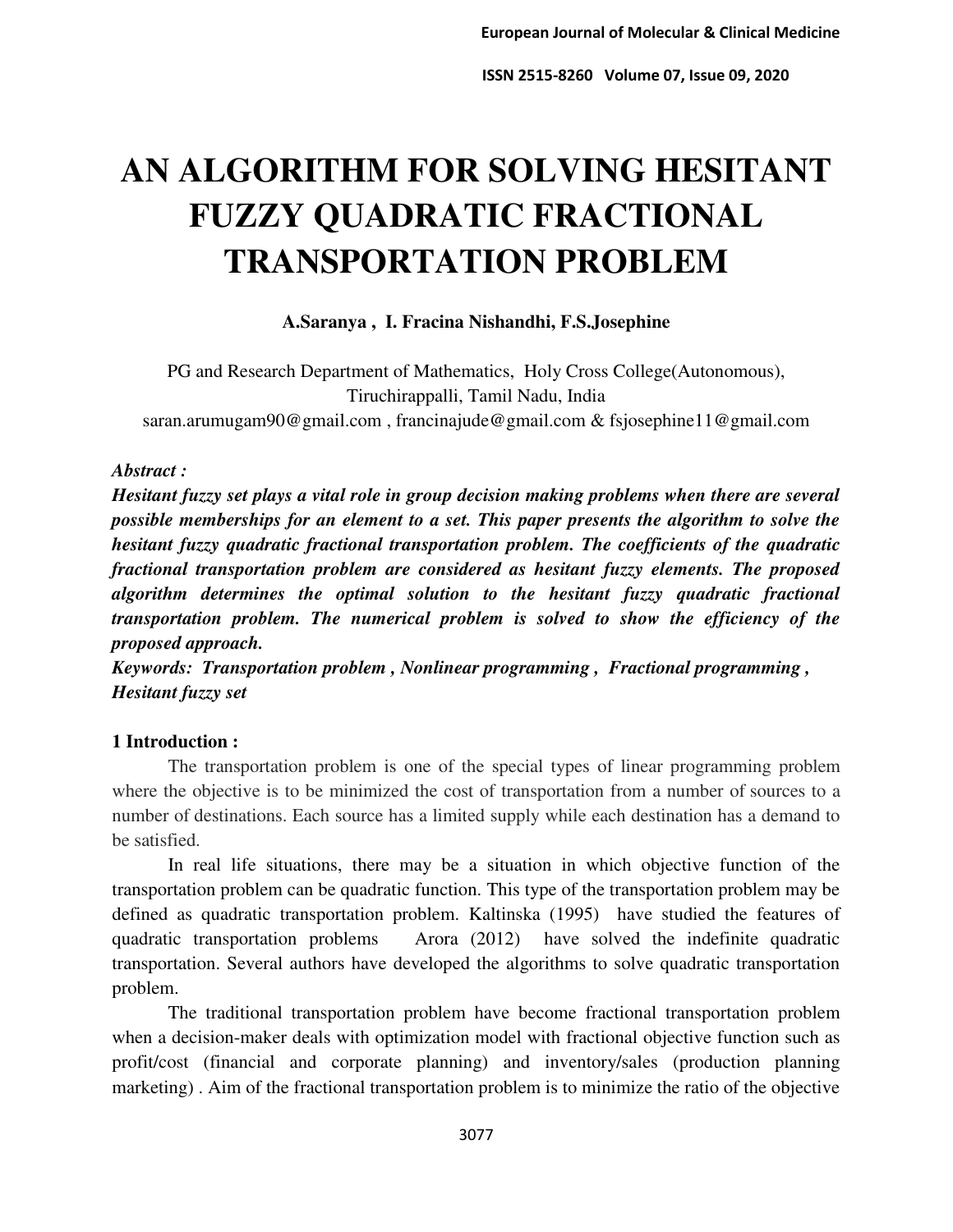# AN ALGORITHM FOR SOLVING HESITANT FUZZY QUADRATIC FRACTIONAL TRANSPORTATION PROBLEM

**A.Saranya , I. Fracina Nishandhi, F.S.Josephine**

PG and Research Department of Mathematics, Holy Cross College(Autonomous), Tiruchirappalli, Tamil Nadu, India
saran.arumugam90@gmail.com , francinajude@gmail.com & fsjosephine11@gmail.com

***Abstract :***

***Hesitant fuzzy set plays a vital role in group decision making problems when there are several possible memberships for an element to a set. This paper presents the algorithm to solve the hesitant fuzzy quadratic fractional transportation problem. The coefficients of the quadratic fractional transportation problem are considered as hesitant fuzzy elements. The proposed algorithm determines the optimal solution to the hesitant fuzzy quadratic fractional transportation problem. The numerical problem is solved to show the efficiency of the proposed approach.***

***Keywords: Transportation problem , Nonlinear programming , Fractional programming , Hesitant fuzzy set***

## 1 Introduction :

The transportation problem is one of the special types of linear programming problem where the objective is to be minimized the cost of transportation from a number of sources to a number of destinations. Each source has a limited supply while each destination has a demand to be satisfied.

In real life situations, there may be a situation in which objective function of the transportation problem can be quadratic function. This type of the transportation problem may be defined as quadratic transportation problem. Kaltinska (1995) have studied the features of quadratic transportation problems Arora (2012) have solved the indefinite quadratic transportation. Several authors have developed the algorithms to solve quadratic transportation problem.

The traditional transportation problem have become fractional transportation problem when a decision-maker deals with optimization model with fractional objective function such as profit/cost (financial and corporate planning) and inventory/sales (production planning marketing) . Aim of the fractional transportation problem is to minimize the ratio of the objective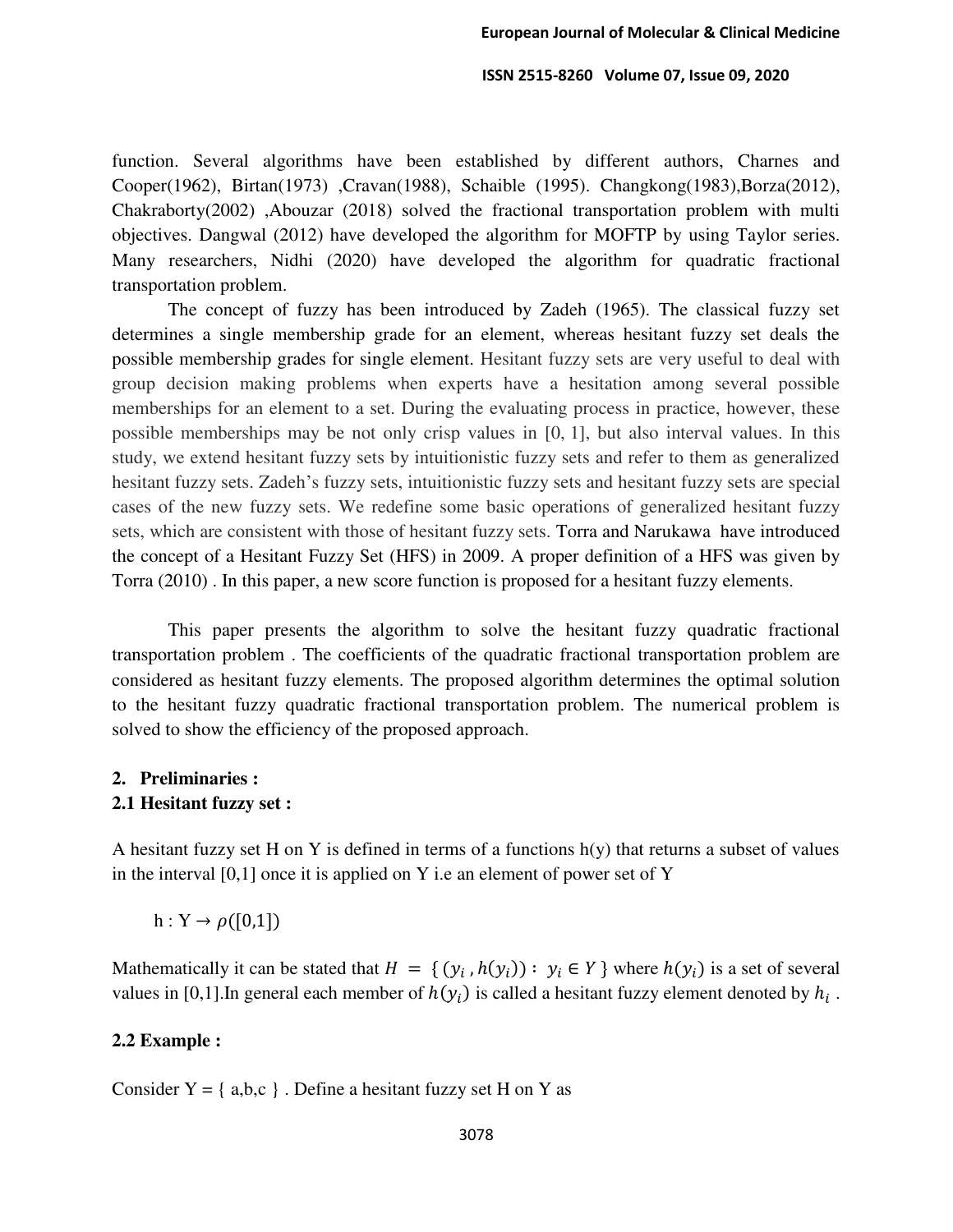function. Several algorithms have been established by different authors, Charnes and Cooper(1962), Birtan(1973) ,Cravan(1988), Schaible (1995). Changkong(1983),Borza(2012), Chakraborty(2002) ,Abouzar (2018) solved the fractional transportation problem with multi objectives. Dangwal (2012) have developed the algorithm for MOFTP by using Taylor series. Many researchers, Nidhi (2020) have developed the algorithm for quadratic fractional transportation problem.

The concept of fuzzy has been introduced by Zadeh (1965). The classical fuzzy set determines a single membership grade for an element, whereas hesitant fuzzy set deals the possible membership grades for single element. Hesitant fuzzy sets are very useful to deal with group decision making problems when experts have a hesitation among several possible memberships for an element to a set. During the evaluating process in practice, however, these possible memberships may be not only crisp values in [0, 1], but also interval values. In this study, we extend hesitant fuzzy sets by intuitionistic fuzzy sets and refer to them as generalized hesitant fuzzy sets. Zadeh's fuzzy sets, intuitionistic fuzzy sets and hesitant fuzzy sets are special cases of the new fuzzy sets. We redefine some basic operations of generalized hesitant fuzzy sets, which are consistent with those of hesitant fuzzy sets. Torra and Narukawa have introduced the concept of a Hesitant Fuzzy Set (HFS) in 2009. A proper definition of a HFS was given by Torra (2010) . In this paper, a new score function is proposed for a hesitant fuzzy elements.

This paper presents the algorithm to solve the hesitant fuzzy quadratic fractional transportation problem . The coefficients of the quadratic fractional transportation problem are considered as hesitant fuzzy elements. The proposed algorithm determines the optimal solution to the hesitant fuzzy quadratic fractional transportation problem. The numerical problem is solved to show the efficiency of the proposed approach.

## 2. Preliminaries :

### 2.1 Hesitant fuzzy set :

A hesitant fuzzy set H on Y is defined in terms of a functions h(y) that returns a subset of values in the interval [0,1] once it is applied on Y i.e an element of power set of Y

$$h : Y \rightarrow \rho([0,1])$$

Mathematically it can be stated that $H = \{ (y_i , h(y_i)) : \; y_i \in Y \}$ where $h(y_i)$ is a set of several values in [0,1].In general each member of $h(y_i)$ is called a hesitant fuzzy element denoted by $h_i$ .

### 2.2 Example :

Consider Y = { a,b,c } . Define a hesitant fuzzy set H on Y as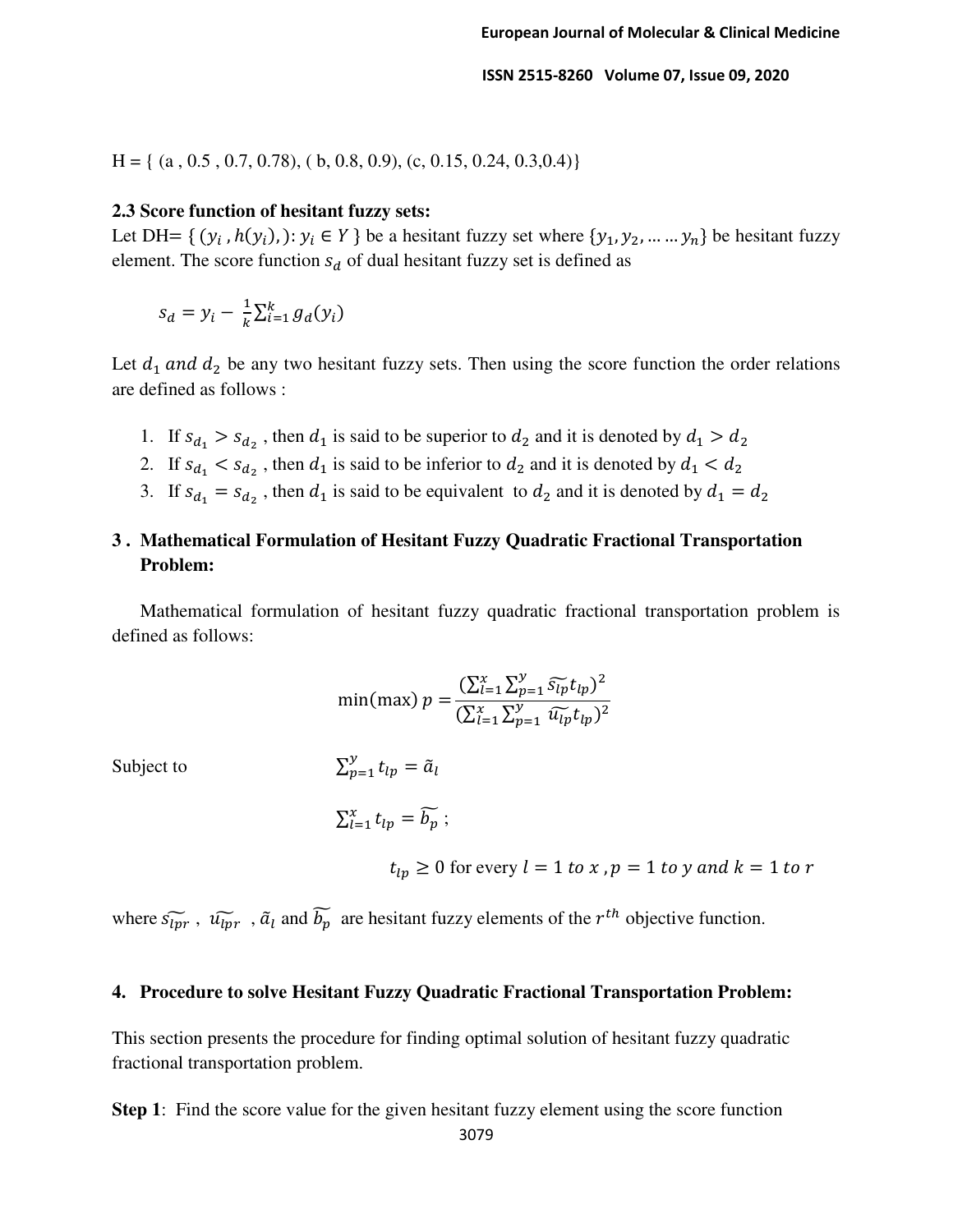H = { (a , 0.5 , 0.7, 0.78), ( b, 0.8, 0.9), (c, 0.15, 0.24, 0.3,0.4)}

**2.3 Score function of hesitant fuzzy sets:**

Let DH= $\{ (y_i , h(y_i),): y_i \in Y \}$ be a hesitant fuzzy set where $\{y_1, y_2, \dots \dots y_n\}$ be hesitant fuzzy element. The score function $s_d$ of dual hesitant fuzzy set is defined as

$$s_d = y_i - \frac{1}{k}\sum_{i=1}^{k} g_d(y_i)$$

Let $d_1$ *and* $d_2$ be any two hesitant fuzzy sets. Then using the score function the order relations are defined as follows :

1. If $s_{d_1} > s_{d_2}$ , then $d_1$ is said to be superior to $d_2$ and it is denoted by $d_1 > d_2$
2. If $s_{d_1} < s_{d_2}$ , then $d_1$ is said to be inferior to $d_2$ and it is denoted by $d_1 < d_2$
3. If $s_{d_1} = s_{d_2}$ , then $d_1$ is said to be equivalent to $d_2$ and it is denoted by $d_1 = d_2$

## 3 . Mathematical Formulation of Hesitant Fuzzy Quadratic Fractional Transportation Problem:

Mathematical formulation of hesitant fuzzy quadratic fractional transportation problem is defined as follows:

$$\min(\max)\, p = \frac{(\sum_{l=1}^{x}\sum_{p=1}^{y} \widetilde{s_{lp}} t_{lp})^2}{(\sum_{l=1}^{x}\sum_{p=1}^{y} \widetilde{u_{lp}} t_{lp})^2}$$

Subject to $\sum_{p=1}^{y} t_{lp} = \tilde{a}_l$

$$\sum_{l=1}^{x} t_{lp} = \widetilde{b_p} ;$$

$$t_{lp} \geq 0 \text{ for every } l = 1 \text{ to } x , p = 1 \text{ to } y \text{ and } k = 1 \text{ to } r$$

where $\widetilde{s_{lpr}}$ , $\widetilde{u_{lpr}}$ , $\tilde{a}_l$ and $\widetilde{b_p}$ are hesitant fuzzy elements of the $r^{th}$ objective function.

## 4. Procedure to solve Hesitant Fuzzy Quadratic Fractional Transportation Problem:

This section presents the procedure for finding optimal solution of hesitant fuzzy quadratic fractional transportation problem.

**Step 1**: Find the score value for the given hesitant fuzzy element using the score function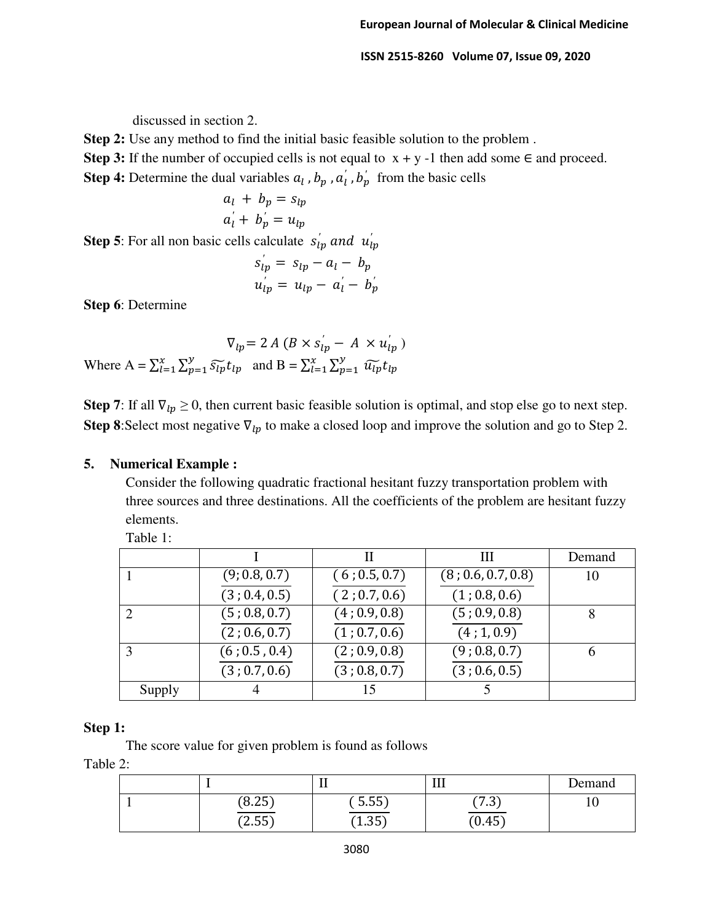discussed in section 2.

**Step 2:** Use any method to find the initial basic feasible solution to the problem .

**Step 3:** If the number of occupied cells is not equal to $x + y - 1$ then add some $\in$ and proceed.

**Step 4:** Determine the dual variables $a_l$ , $b_p$ , $a_l^{'}$ , $b_p^{'}$ from the basic cells

$$a_l + b_p = s_{lp}$$
$$a_l^{'} + b_p^{'} = u_{lp}$$

**Step 5**: For all non basic cells calculate $s_{lp}^{'}$ *and* $u_{lp}^{'}$

$$s_{lp}^{'} = s_{lp} - a_l - b_p$$
$$u_{lp}^{'} = u_{lp} - a_l^{'} - b_p^{'}$$

**Step 6**: Determine

$$\nabla_{lp} = 2A\,(B \times s_{lp}^{'} - A \times u_{lp}^{'})$$

Where $A = \sum_{l=1}^{x} \sum_{p=1}^{y} \widetilde{s_{lp}} t_{lp}$ and $B = \sum_{l=1}^{x} \sum_{p=1}^{y} \widetilde{u_{lp}} t_{lp}$

**Step 7**: If all $\nabla_{lp} \geq 0$, then current basic feasible solution is optimal, and stop else go to next step.

**Step 8**:Select most negative $\nabla_{lp}$ to make a closed loop and improve the solution and go to Step 2.

## 5. Numerical Example :

Consider the following quadratic fractional hesitant fuzzy transportation problem with three sources and three destinations. All the coefficients of the problem are hesitant fuzzy elements.

Table 1:

| | I | II | III | Demand |
|---|---|---|---|---|
| 1 | $\frac{(9; 0.8, 0.7)}{(3; 0.4, 0.5)}$ | $\frac{(6; 0.5, 0.7)}{(2; 0.7, 0.6)}$ | $\frac{(8; 0.6, 0.7, 0.8)}{(1; 0.8, 0.6)}$ | 10 |
| 2 | $\frac{(5; 0.8, 0.7)}{(2; 0.6, 0.7)}$ | $\frac{(4; 0.9, 0.8)}{(1; 0.7, 0.6)}$ | $\frac{(5; 0.9, 0.8)}{(4; 1, 0.9)}$ | 8 |
| 3 | $\frac{(6; 0.5, 0.4)}{(3; 0.7, 0.6)}$ | $\frac{(2; 0.9, 0.8)}{(3; 0.8, 0.7)}$ | $\frac{(9; 0.8, 0.7)}{(3; 0.6, 0.5)}$ | 6 |
| Supply | 4 | 15 | 5 | |

**Step 1:**

The score value for given problem is found as follows

Table 2:

| | I | II | III | Demand |
|---|---|---|---|---|
| 1 | $\frac{(8.25)}{(2.55)}$ | $\frac{(5.55)}{(1.35)}$ | $\frac{(7.3)}{(0.45)}$ | 10 |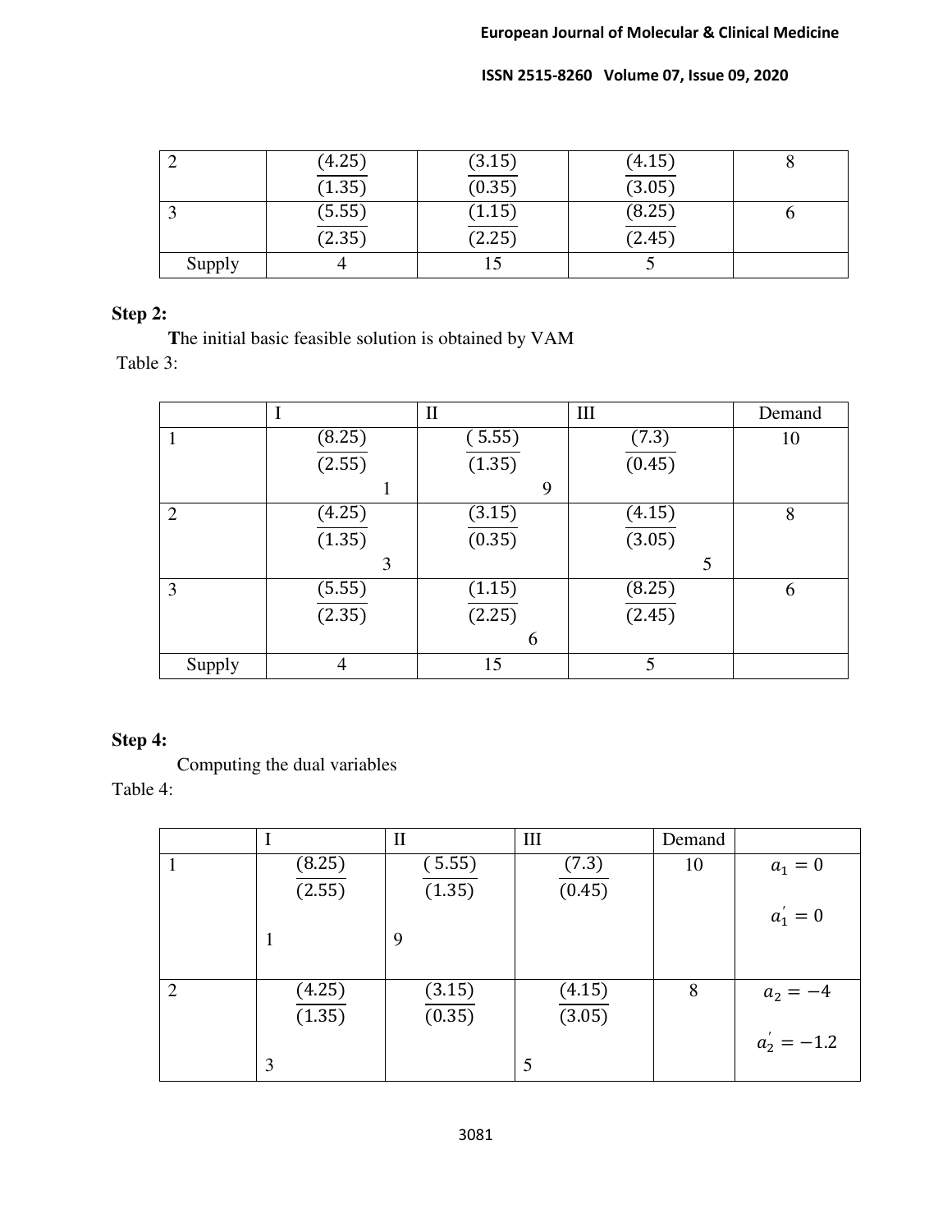| 2 | $\frac{(4.25)}{(1.35)}$ | $\frac{(3.15)}{(0.35)}$ | $\frac{(4.15)}{(3.05)}$ | 8 |
|---|---|---|---|---|
| 3 | $\frac{(5.55)}{(2.35)}$ | $\frac{(1.15)}{(2.25)}$ | $\frac{(8.25)}{(2.45)}$ | 6 |
| Supply | 4 | 15 | 5 | |

**Step 2:**

**T**he initial basic feasible solution is obtained by VAM

Table 3:

| | I | II | III | Demand |
|---|---|---|---|---|
| 1 | $\frac{(8.25)}{(2.55)}$ 1 | $\frac{(5.55)}{(1.35)}$ 9 | $\frac{(7.3)}{(0.45)}$ | 10 |
| 2 | $\frac{(4.25)}{(1.35)}$ 3 | $\frac{(3.15)}{(0.35)}$ | $\frac{(4.15)}{(3.05)}$ 5 | 8 |
| 3 | $\frac{(5.55)}{(2.35)}$ | $\frac{(1.15)}{(2.25)}$ 6 | $\frac{(8.25)}{(2.45)}$ | 6 |
| Supply | 4 | 15 | 5 | |

**Step 4:**

Computing the dual variables

Table 4:

| | I | II | III | Demand | |
|---|---|---|---|---|---|
| 1 | $\frac{(8.25)}{(2.55)}$ 1 | $\frac{(5.55)}{(1.35)}$ 9 | $\frac{(7.3)}{(0.45)}$ | 10 | $a_1 = 0$ $a_1^{'} = 0$ |
| 2 | $\frac{(4.25)}{(1.35)}$ 3 | $\frac{(3.15)}{(0.35)}$ | $\frac{(4.15)}{(3.05)}$ 5 | 8 | $a_2 = -4$ $a_2^{'} = -1.2$ |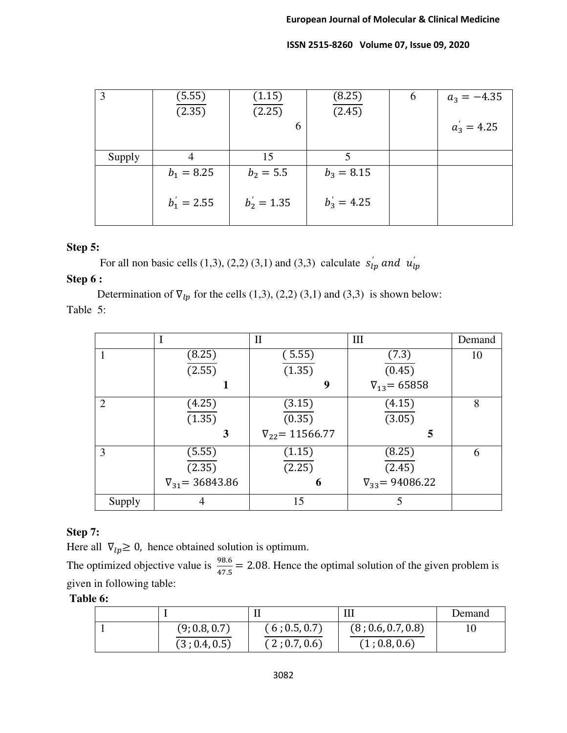| 3 | $\frac{(5.55)}{(2.35)}$ | $\frac{(1.15)}{(2.25)}$ 6 | $\frac{(8.25)}{(2.45)}$ | 6 | $a_3 = -4.35$ $a_3^{'} = 4.25$ |
|---|---|---|---|---|---|
| Supply | 4 | 15 | 5 | | |
| | $b_1 = 8.25$ $b_1^{'} = 2.55$ | $b_2 = 5.5$ $b_2^{'} = 1.35$ | $b_3 = 8.15$ $b_3^{'} = 4.25$ | | |

**Step 5:**

For all non basic cells (1,3), (2,2) (3,1) and (3,3) calculate $s_{lp}^{'}$ *and* $u_{lp}^{'}$

**Step 6 :**

Determination of $\nabla_{lp}$ for the cells (1,3), (2,2) (3,1) and (3,3) is shown below:

Table 5:

| | I | II | III | Demand |
|---|---|---|---|---|
| 1 | $\frac{(8.25)}{(2.55)}$ **1** | $\frac{(5.55)}{(1.35)}$ **9** | $\frac{(7.3)}{(0.45)}$ $\nabla_{13}$= 65858 | 10 |
| 2 | $\frac{(4.25)}{(1.35)}$ **3** | $\frac{(3.15)}{(0.35)}$ $\nabla_{22}$= 11566.77 | $\frac{(4.15)}{(3.05)}$ **5** | 8 |
| 3 | $\frac{(5.55)}{(2.35)}$ $\nabla_{31}$= 36843.86 | $\frac{(1.15)}{(2.25)}$ **6** | $\frac{(8.25)}{(2.45)}$ $\nabla_{33}$= 94086.22 | 6 |
| Supply | 4 | 15 | 5 | |

**Step 7:**

Here all $\nabla_{lp} \geq 0$, hence obtained solution is optimum.

The optimized objective value is $\frac{98.6}{47.5} = 2.08$. Hence the optimal solution of the given problem is given in following table:

**Table 6:**

| | I | II | III | Demand |
|---|---|---|---|---|
| 1 | $\frac{(9; 0.8, 0.7)}{(3; 0.4, 0.5)}$ | $\frac{(6; 0.5, 0.7)}{(2; 0.7, 0.6)}$ | $\frac{(8; 0.6, 0.7, 0.8)}{(1; 0.8, 0.6)}$ | 10 |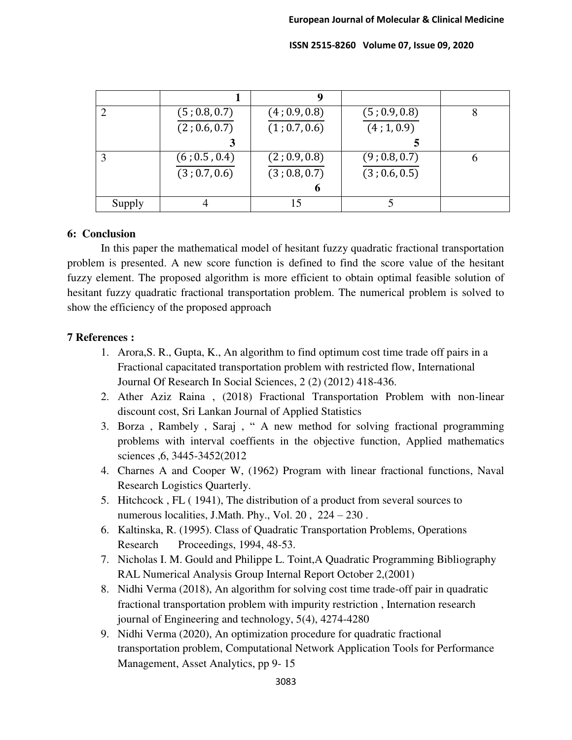| | | | | |
|---|---|---|---|---|
| | **1** | **9** | | |
| 2 | $\frac{(5\,;0.8,0.7)}{(2\,;0.6,0.7)}$ **3** | $\frac{(4\,;0.9,0.8)}{(1\,;0.7,0.6)}$ | $\frac{(5\,;0.9,0.8)}{(4\,;1,0.9)}$ **5** | 8 |
| 3 | $\frac{(6\,;0.5\,,0.4)}{(3\,;0.7,0.6)}$ | $\frac{(2\,;0.9,0.8)}{(3\,;0.8,0.7)}$ **6** | $\frac{(9\,;0.8,0.7)}{(3\,;0.6,0.5)}$ | 6 |
| Supply | 4 | 15 | 5 | |

## 6: Conclusion

In this paper the mathematical model of hesitant fuzzy quadratic fractional transportation problem is presented. A new score function is defined to find the score value of the hesitant fuzzy element. The proposed algorithm is more efficient to obtain optimal feasible solution of hesitant fuzzy quadratic fractional transportation problem. The numerical problem is solved to show the efficiency of the proposed approach

## 7 References :

1. Arora,S. R., Gupta, K., An algorithm to find optimum cost time trade off pairs in a Fractional capacitated transportation problem with restricted flow, International Journal Of Research In Social Sciences, 2 (2) (2012) 418-436.
2. Ather Aziz Raina , (2018) Fractional Transportation Problem with non-linear discount cost, Sri Lankan Journal of Applied Statistics
3. Borza , Rambely , Saraj , " A new method for solving fractional programming problems with interval coeffients in the objective function, Applied mathematics sciences ,6, 3445-3452(2012
4. Charnes A and Cooper W, (1962) Program with linear fractional functions, Naval Research Logistics Quarterly.
5. Hitchcock , FL ( 1941), The distribution of a product from several sources to numerous localities, J.Math. Phy., Vol. 20 , 224 – 230 .
6. Kaltinska, R. (1995). Class of Quadratic Transportation Problems, Operations Research Proceedings, 1994, 48-53.
7. Nicholas I. M. Gould and Philippe L. Toint,A Quadratic Programming Bibliography RAL Numerical Analysis Group Internal Report October 2,(2001)
8. Nidhi Verma (2018), An algorithm for solving cost time trade-off pair in quadratic fractional transportation problem with impurity restriction , Internation research journal of Engineering and technology, 5(4), 4274-4280
9. Nidhi Verma (2020), An optimization procedure for quadratic fractional transportation problem, Computational Network Application Tools for Performance Management, Asset Analytics, pp 9- 15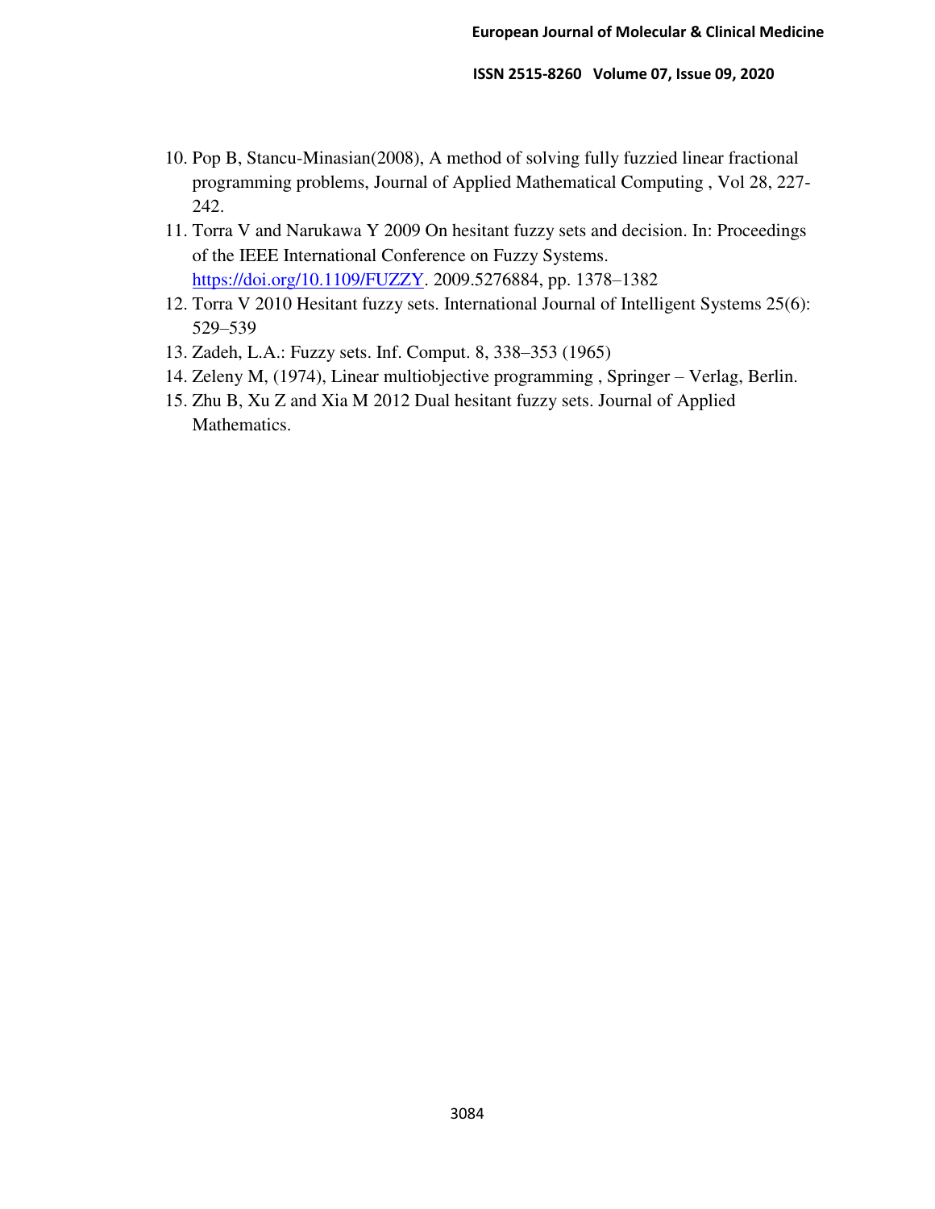10. Pop B, Stancu-Minasian(2008), A method of solving fully fuzzied linear fractional programming problems, Journal of Applied Mathematical Computing , Vol 28, 227-242.
11. Torra V and Narukawa Y 2009 On hesitant fuzzy sets and decision. In: Proceedings of the IEEE International Conference on Fuzzy Systems. https://doi.org/10.1109/FUZZY. 2009.5276884, pp. 1378–1382
12. Torra V 2010 Hesitant fuzzy sets. International Journal of Intelligent Systems 25(6): 529–539
13. Zadeh, L.A.: Fuzzy sets. Inf. Comput. 8, 338–353 (1965)
14. Zeleny M, (1974), Linear multiobjective programming , Springer – Verlag, Berlin.
15. Zhu B, Xu Z and Xia M 2012 Dual hesitant fuzzy sets. Journal of Applied Mathematics.